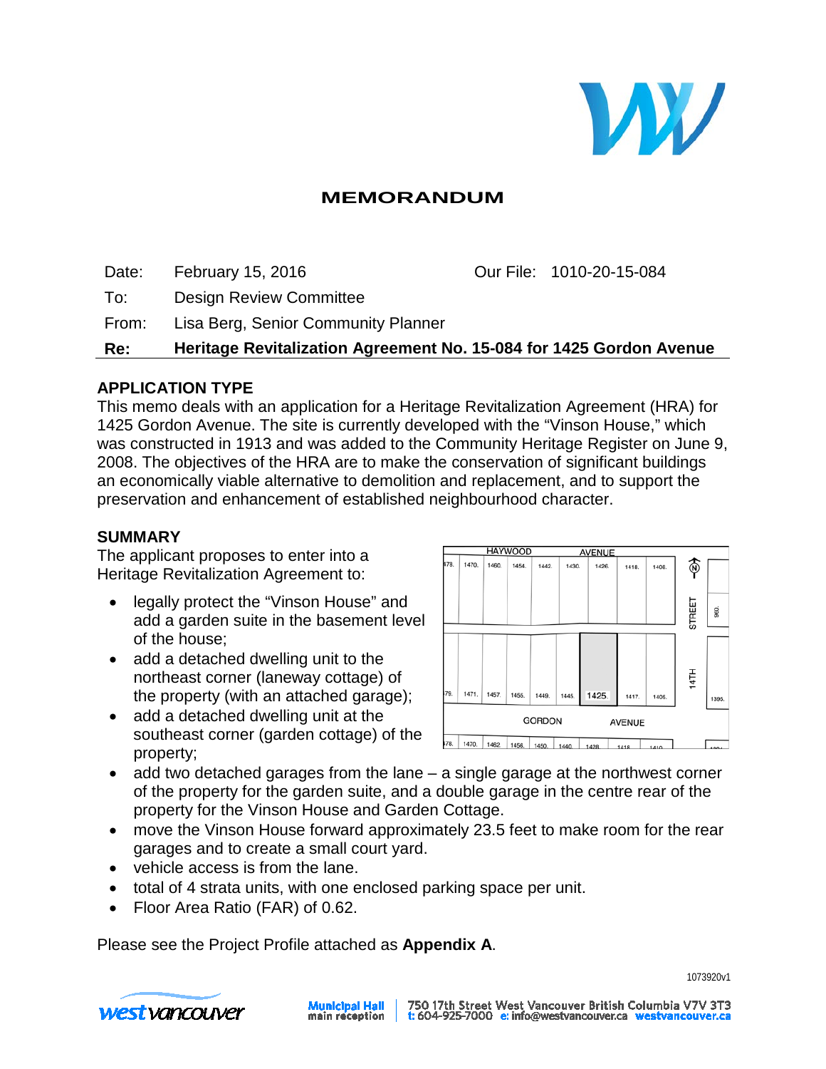# MEMORANDUM

| | | | |
|---|---|---|---|
| Date: | February 15, 2016 | Our File: | 1010-20-15-084 |
| To: | Design Review Committee | | |
| From: | Lisa Berg, Senior Community Planner | | |
| **Re:** | **Heritage Revitalization Agreement No. 15-084 for 1425 Gordon Avenue** | | |

## APPLICATION TYPE

This memo deals with an application for a Heritage Revitalization Agreement (HRA) for 1425 Gordon Avenue. The site is currently developed with the "Vinson House," which was constructed in 1913 and was added to the Community Heritage Register on June 9, 2008. The objectives of the HRA are to make the conservation of significant buildings an economically viable alternative to demolition and replacement, and to support the preservation and enhancement of established neighbourhood character.

## SUMMARY

The applicant proposes to enter into a Heritage Revitalization Agreement to:

- legally protect the "Vinson House" and add a garden suite in the basement level of the house;
- add a detached dwelling unit to the northeast corner (laneway cottage) of the property (with an attached garage);
- add a detached dwelling unit at the southeast corner (garden cottage) of the property;
- add two detached garages from the lane – a single garage at the northwest corner of the property for the garden suite, and a double garage in the centre rear of the property for the Vinson House and Garden Cottage.
- move the Vinson House forward approximately 23.5 feet to make room for the rear garages and to create a small court yard.
- vehicle access is from the lane.
- total of 4 strata units, with one enclosed parking space per unit.
- Floor Area Ratio (FAR) of 0.62.

Please see the Project Profile attached as **Appendix A**.

1073920v1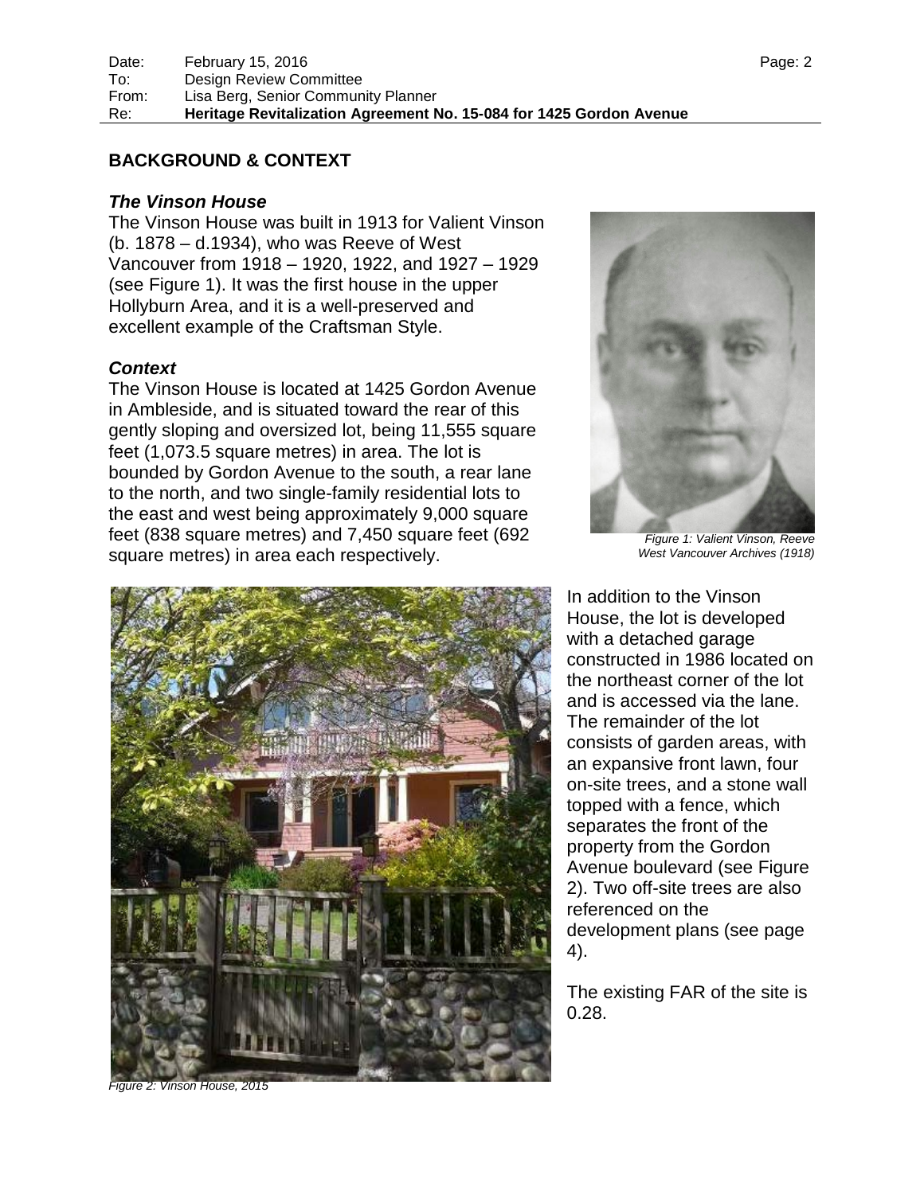## BACKGROUND & CONTEXT

### *The Vinson House*

The Vinson House was built in 1913 for Valient Vinson (b. 1878 – d.1934), who was Reeve of West Vancouver from 1918 – 1920, 1922, and 1927 – 1929 (see Figure 1). It was the first house in the upper Hollyburn Area, and it is a well-preserved and excellent example of the Craftsman Style.

### *Context*

The Vinson House is located at 1425 Gordon Avenue in Ambleside, and is situated toward the rear of this gently sloping and oversized lot, being 11,555 square feet (1,073.5 square metres) in area. The lot is bounded by Gordon Avenue to the south, a rear lane to the north, and two single-family residential lots to the east and west being approximately 9,000 square feet (838 square metres) and 7,450 square feet (692 square metres) in area each respectively.

*Figure 1: Valient Vinson, Reeve West Vancouver Archives (1918)*

In addition to the Vinson House, the lot is developed with a detached garage constructed in 1986 located on the northeast corner of the lot and is accessed via the lane. The remainder of the lot consists of garden areas, with an expansive front lawn, four on-site trees, and a stone wall topped with a fence, which separates the front of the property from the Gordon Avenue boulevard (see Figure 2). Two off-site trees are also referenced on the development plans (see page 4).

The existing FAR of the site is 0.28.

*Figure 2: Vinson House, 2015*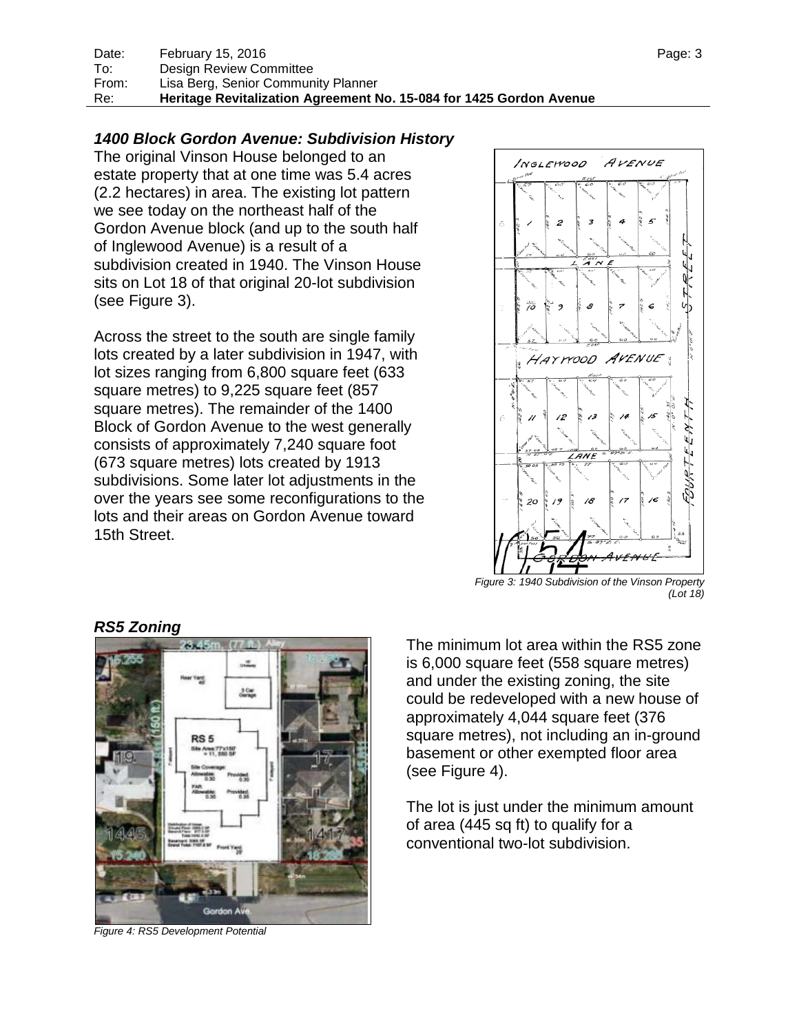### *1400 Block Gordon Avenue: Subdivision History*

The original Vinson House belonged to an estate property that at one time was 5.4 acres (2.2 hectares) in area. The existing lot pattern we see today on the northeast half of the Gordon Avenue block (and up to the south half of Inglewood Avenue) is a result of a subdivision created in 1940. The Vinson House sits on Lot 18 of that original 20-lot subdivision (see Figure 3).

Across the street to the south are single family lots created by a later subdivision in 1947, with lot sizes ranging from 6,800 square feet (633 square metres) to 9,225 square feet (857 square metres). The remainder of the 1400 Block of Gordon Avenue to the west generally consists of approximately 7,240 square foot (673 square metres) lots created by 1913 subdivisions. Some later lot adjustments in the over the years see some reconfigurations to the lots and their areas on Gordon Avenue toward 15th Street.

*Figure 3: 1940 Subdivision of the Vinson Property (Lot 18)*

### *RS5 Zoning*

*Figure 4: RS5 Development Potential*

The minimum lot area within the RS5 zone is 6,000 square feet (558 square metres) and under the existing zoning, the site could be redeveloped with a new house of approximately 4,044 square feet (376 square metres), not including an in-ground basement or other exempted floor area (see Figure 4).

The lot is just under the minimum amount of area (445 sq ft) to qualify for a conventional two-lot subdivision.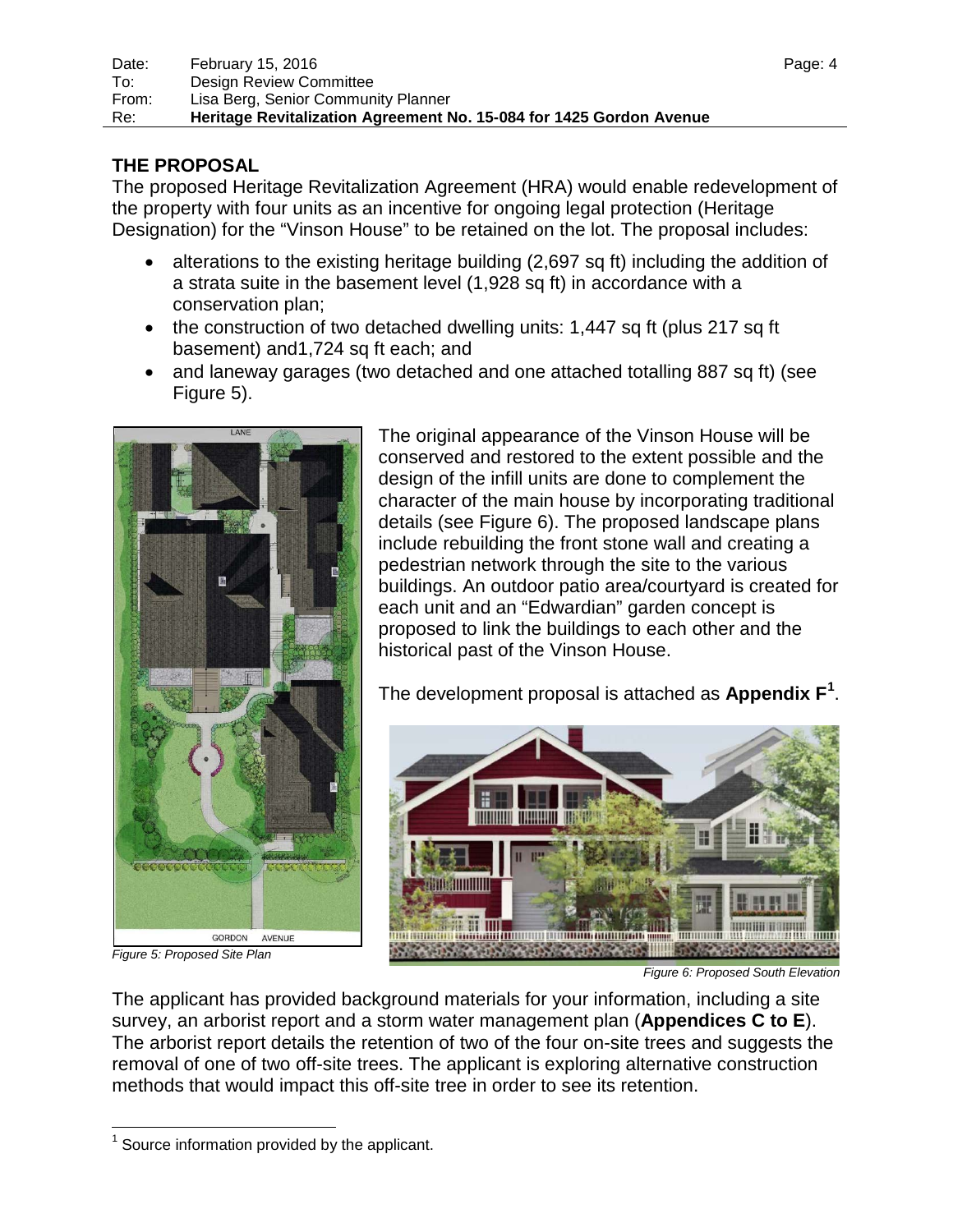## THE PROPOSAL

The proposed Heritage Revitalization Agreement (HRA) would enable redevelopment of the property with four units as an incentive for ongoing legal protection (Heritage Designation) for the "Vinson House" to be retained on the lot. The proposal includes:

- alterations to the existing heritage building (2,697 sq ft) including the addition of a strata suite in the basement level (1,928 sq ft) in accordance with a conservation plan;
- the construction of two detached dwelling units: 1,447 sq ft (plus 217 sq ft basement) and1,724 sq ft each; and
- and laneway garages (two detached and one attached totalling 887 sq ft) (see Figure 5).

*Figure 5: Proposed Site Plan*

The original appearance of the Vinson House will be conserved and restored to the extent possible and the design of the infill units are done to complement the character of the main house by incorporating traditional details (see Figure 6). The proposed landscape plans include rebuilding the front stone wall and creating a pedestrian network through the site to the various buildings. An outdoor patio area/courtyard is created for each unit and an "Edwardian" garden concept is proposed to link the buildings to each other and the historical past of the Vinson House.

The development proposal is attached as **Appendix F**[1].

*Figure 6: Proposed South Elevation*

The applicant has provided background materials for your information, including a site survey, an arborist report and a storm water management plan (**Appendices C to E**). The arborist report details the retention of two of the four on-site trees and suggests the removal of one of two off-site trees. The applicant is exploring alternative construction methods that would impact this off-site tree in order to see its retention.

[1] Source information provided by the applicant.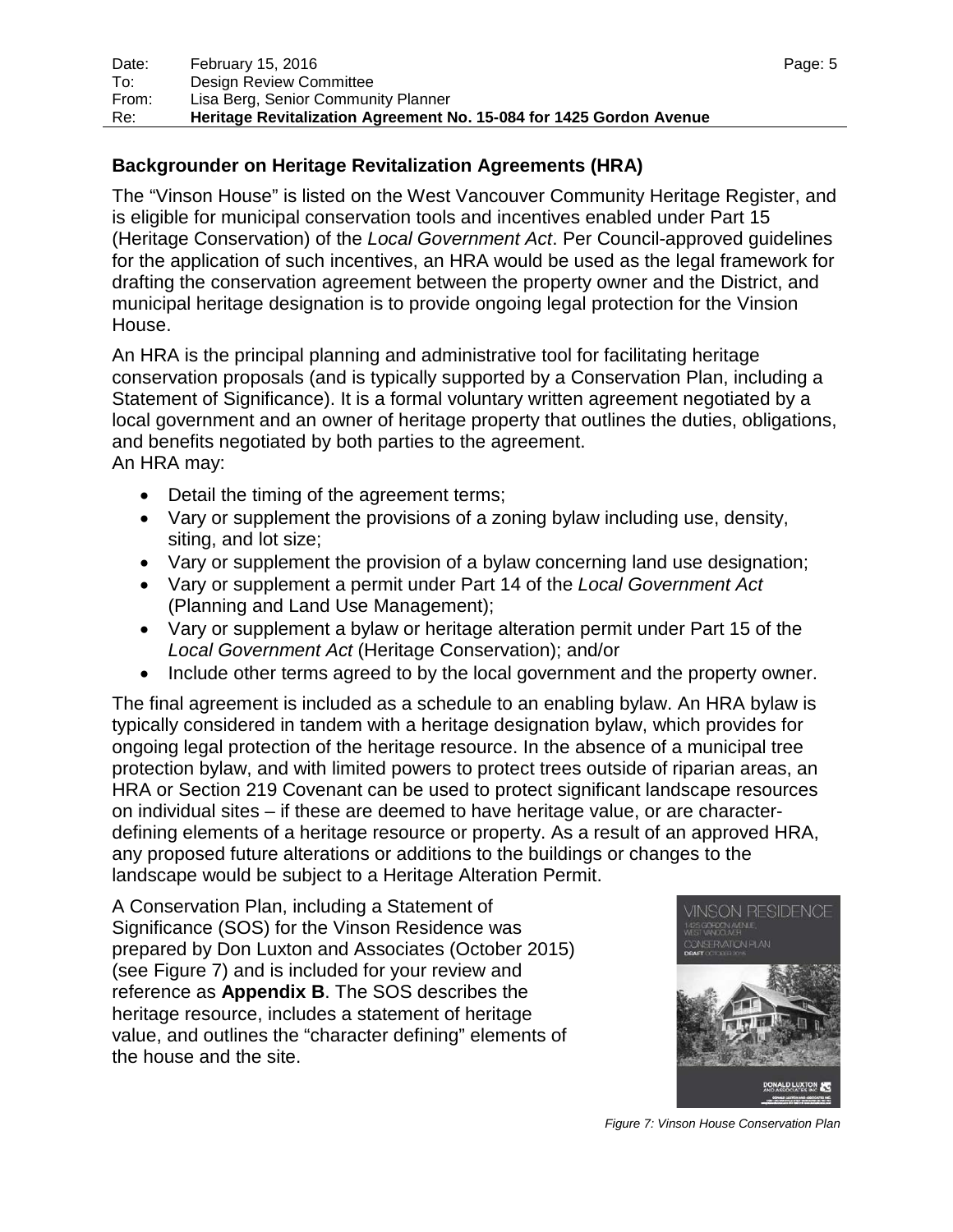## Backgrounder on Heritage Revitalization Agreements (HRA)

The "Vinson House" is listed on the West Vancouver Community Heritage Register, and is eligible for municipal conservation tools and incentives enabled under Part 15 (Heritage Conservation) of the *Local Government Act*. Per Council-approved guidelines for the application of such incentives, an HRA would be used as the legal framework for drafting the conservation agreement between the property owner and the District, and municipal heritage designation is to provide ongoing legal protection for the Vinsion House.

An HRA is the principal planning and administrative tool for facilitating heritage conservation proposals (and is typically supported by a Conservation Plan, including a Statement of Significance). It is a formal voluntary written agreement negotiated by a local government and an owner of heritage property that outlines the duties, obligations, and benefits negotiated by both parties to the agreement.
An HRA may:

- Detail the timing of the agreement terms;
- Vary or supplement the provisions of a zoning bylaw including use, density, siting, and lot size;
- Vary or supplement the provision of a bylaw concerning land use designation;
- Vary or supplement a permit under Part 14 of the *Local Government Act* (Planning and Land Use Management);
- Vary or supplement a bylaw or heritage alteration permit under Part 15 of the *Local Government Act* (Heritage Conservation); and/or
- Include other terms agreed to by the local government and the property owner.

The final agreement is included as a schedule to an enabling bylaw. An HRA bylaw is typically considered in tandem with a heritage designation bylaw, which provides for ongoing legal protection of the heritage resource. In the absence of a municipal tree protection bylaw, and with limited powers to protect trees outside of riparian areas, an HRA or Section 219 Covenant can be used to protect significant landscape resources on individual sites – if these are deemed to have heritage value, or are character-defining elements of a heritage resource or property. As a result of an approved HRA, any proposed future alterations or additions to the buildings or changes to the landscape would be subject to a Heritage Alteration Permit.

A Conservation Plan, including a Statement of Significance (SOS) for the Vinson Residence was prepared by Don Luxton and Associates (October 2015) (see Figure 7) and is included for your review and reference as **Appendix B**. The SOS describes the heritage resource, includes a statement of heritage value, and outlines the "character defining" elements of the house and the site.

*Figure 7: Vinson House Conservation Plan*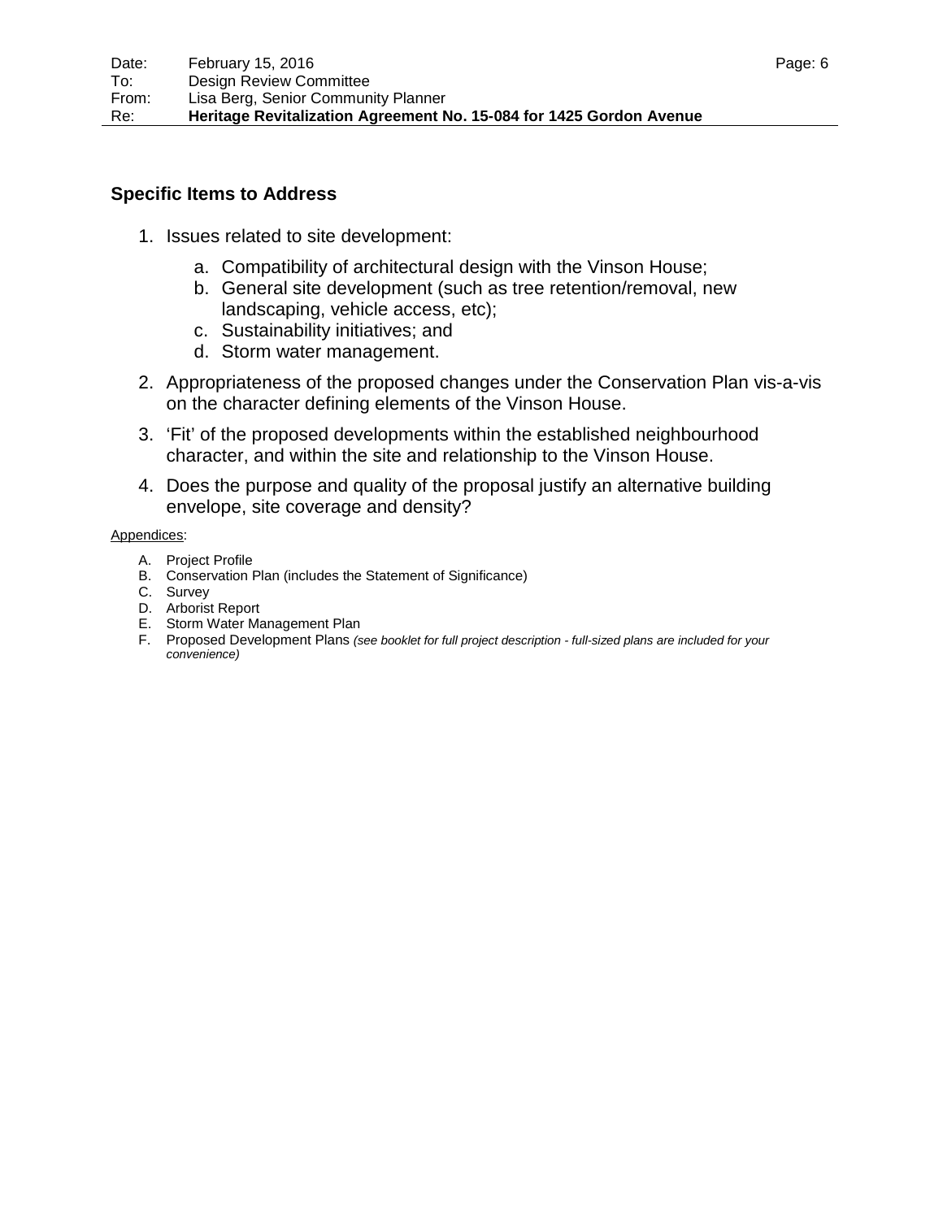## Specific Items to Address

1. Issues related to site development:
   a. Compatibility of architectural design with the Vinson House;
   b. General site development (such as tree retention/removal, new landscaping, vehicle access, etc);
   c. Sustainability initiatives; and
   d. Storm water management.
2. Appropriateness of the proposed changes under the Conservation Plan vis-a-vis on the character defining elements of the Vinson House.
3. 'Fit' of the proposed developments within the established neighbourhood character, and within the site and relationship to the Vinson House.
4. Does the purpose and quality of the proposal justify an alternative building envelope, site coverage and density?

Appendices:

A. Project Profile
B. Conservation Plan (includes the Statement of Significance)
C. Survey
D. Arborist Report
E. Storm Water Management Plan
F. Proposed Development Plans *(see booklet for full project description - full-sized plans are included for your convenience)*